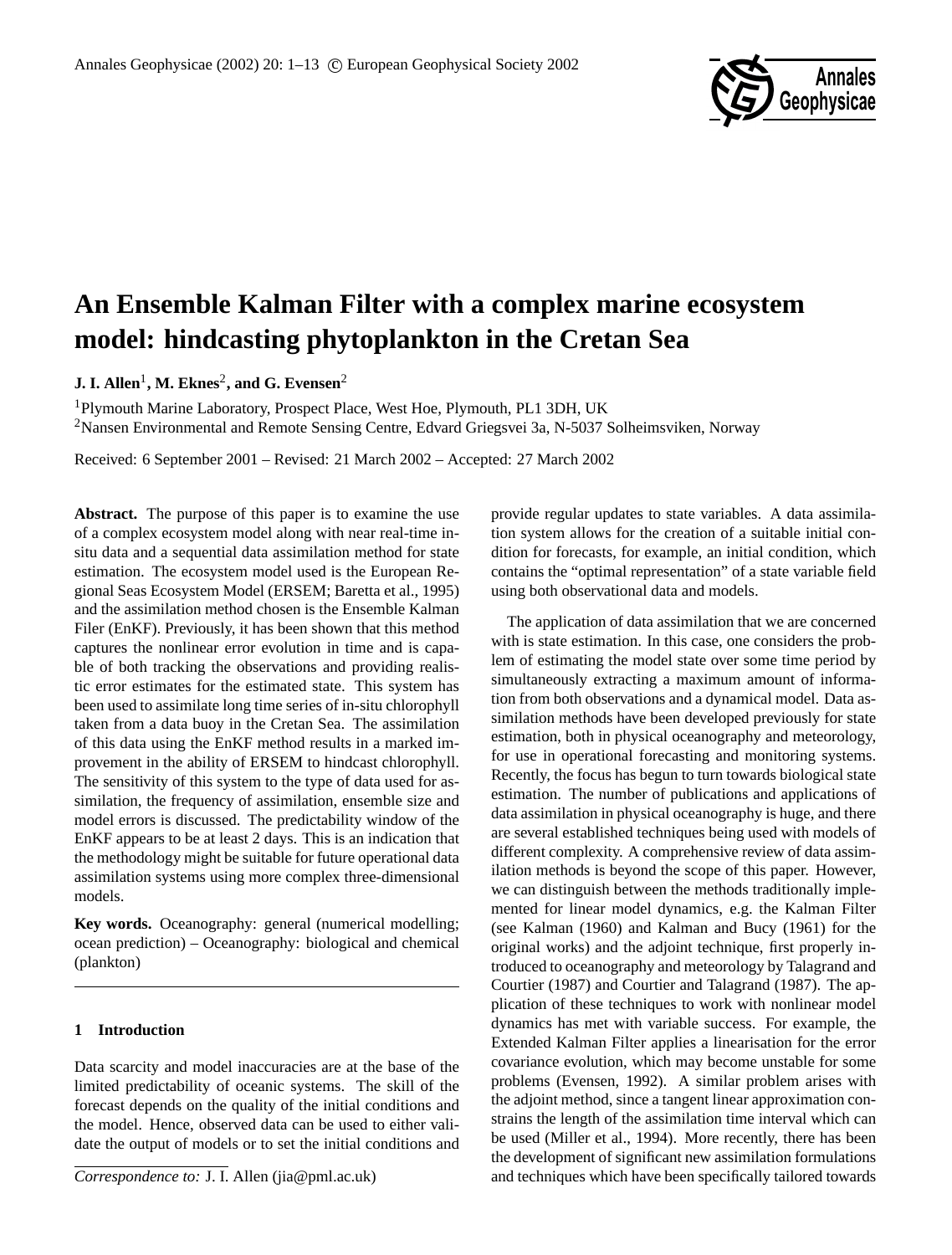# An Ensemble Kalman Filter with a complex marine ecosystem model: hindcasting phytoplankton in the Cretan Sea

**J. I. Allen[1], M. Eknes[2], and G. Evensen[2]**

[1]Plymouth Marine Laboratory, Prospect Place, West Hoe, Plymouth, PL1 3DH, UK

[2]Nansen Environmental and Remote Sensing Centre, Edvard Griegsvei 3a, N-5037 Solheimsviken, Norway

Received: 6 September 2001 – Revised: 21 March 2002 – Accepted: 27 March 2002

**Abstract.** The purpose of this paper is to examine the use of a complex ecosystem model along with near real-time in-situ data and a sequential data assimilation method for state estimation. The ecosystem model used is the European Regional Seas Ecosystem Model (ERSEM; Baretta et al., 1995) and the assimilation method chosen is the Ensemble Kalman Filer (EnKF). Previously, it has been shown that this method captures the nonlinear error evolution in time and is capable of both tracking the observations and providing realistic error estimates for the estimated state. This system has been used to assimilate long time series of in-situ chlorophyll taken from a data buoy in the Cretan Sea. The assimilation of this data using the EnKF method results in a marked improvement in the ability of ERSEM to hindcast chlorophyll. The sensitivity of this system to the type of data used for assimilation, the frequency of assimilation, ensemble size and model errors is discussed. The predictability window of the EnKF appears to be at least 2 days. This is an indication that the methodology might be suitable for future operational data assimilation systems using more complex three-dimensional models.

**Key words.** Oceanography: general (numerical modelling; ocean prediction) – Oceanography: biological and chemical (plankton)

## 1 Introduction

Data scarcity and model inaccuracies are at the base of the limited predictability of oceanic systems. The skill of the forecast depends on the quality of the initial conditions and the model. Hence, observed data can be used to either validate the output of models or to set the initial conditions and provide regular updates to state variables. A data assimilation system allows for the creation of a suitable initial condition for forecasts, for example, an initial condition, which contains the "optimal representation" of a state variable field using both observational data and models.

The application of data assimilation that we are concerned with is state estimation. In this case, one considers the problem of estimating the model state over some time period by simultaneously extracting a maximum amount of information from both observations and a dynamical model. Data assimilation methods have been developed previously for state estimation, both in physical oceanography and meteorology, for use in operational forecasting and monitoring systems. Recently, the focus has begun to turn towards biological state estimation. The number of publications and applications of data assimilation in physical oceanography is huge, and there are several established techniques being used with models of different complexity. A comprehensive review of data assimilation methods is beyond the scope of this paper. However, we can distinguish between the methods traditionally implemented for linear model dynamics, e.g. the Kalman Filter (see Kalman (1960) and Kalman and Bucy (1961) for the original works) and the adjoint technique, first properly introduced to oceanography and meteorology by Talagrand and Courtier (1987) and Courtier and Talagrand (1987). The application of these techniques to work with nonlinear model dynamics has met with variable success. For example, the Extended Kalman Filter applies a linearisation for the error covariance evolution, which may become unstable for some problems (Evensen, 1992). A similar problem arises with the adjoint method, since a tangent linear approximation constrains the length of the assimilation time interval which can be used (Miller et al., 1994). More recently, there has been the development of significant new assimilation formulations and techniques which have been specifically tailored towards

*Correspondence to:* J. I. Allen (jia@pml.ac.uk)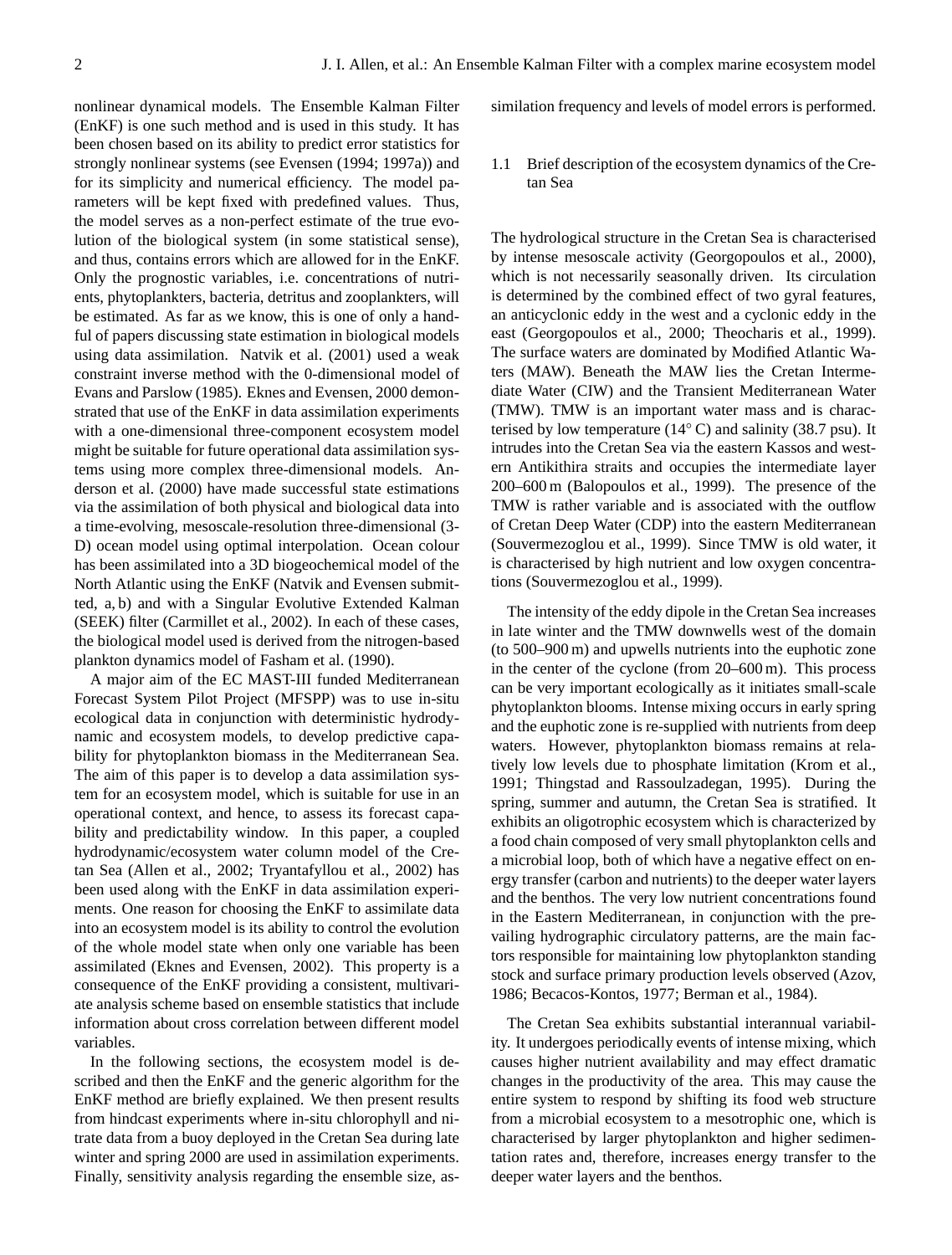nonlinear dynamical models. The Ensemble Kalman Filter (EnKF) is one such method and is used in this study. It has been chosen based on its ability to predict error statistics for strongly nonlinear systems (see Evensen (1994; 1997a)) and for its simplicity and numerical efficiency. The model parameters will be kept fixed with predefined values. Thus, the model serves as a non-perfect estimate of the true evolution of the biological system (in some statistical sense), and thus, contains errors which are allowed for in the EnKF. Only the prognostic variables, i.e. concentrations of nutrients, phytoplankters, bacteria, detritus and zooplankters, will be estimated. As far as we know, this is one of only a handful of papers discussing state estimation in biological models using data assimilation. Natvik et al. (2001) used a weak constraint inverse method with the 0-dimensional model of Evans and Parslow (1985). Eknes and Evensen, 2000 demonstrated that use of the EnKF in data assimilation experiments with a one-dimensional three-component ecosystem model might be suitable for future operational data assimilation systems using more complex three-dimensional models. Anderson et al. (2000) have made successful state estimations via the assimilation of both physical and biological data into a time-evolving, mesoscale-resolution three-dimensional (3-D) ocean model using optimal interpolation. Ocean colour has been assimilated into a 3D biogeochemical model of the North Atlantic using the EnKF (Natvik and Evensen submitted, a, b) and with a Singular Evolutive Extended Kalman (SEEK) filter (Carmillet et al., 2002). In each of these cases, the biological model used is derived from the nitrogen-based plankton dynamics model of Fasham et al. (1990).

A major aim of the EC MAST-III funded Mediterranean Forecast System Pilot Project (MFSPP) was to use in-situ ecological data in conjunction with deterministic hydrodynamic and ecosystem models, to develop predictive capability for phytoplankton biomass in the Mediterranean Sea. The aim of this paper is to develop a data assimilation system for an ecosystem model, which is suitable for use in an operational context, and hence, to assess its forecast capability and predictability window. In this paper, a coupled hydrodynamic/ecosystem water column model of the Cretan Sea (Allen et al., 2002; Tryantafyllou et al., 2002) has been used along with the EnKF in data assimilation experiments. One reason for choosing the EnKF to assimilate data into an ecosystem model is its ability to control the evolution of the whole model state when only one variable has been assimilated (Eknes and Evensen, 2002). This property is a consequence of the EnKF providing a consistent, multivariate analysis scheme based on ensemble statistics that include information about cross correlation between different model variables.

In the following sections, the ecosystem model is described and then the EnKF and the generic algorithm for the EnKF method are briefly explained. We then present results from hindcast experiments where in-situ chlorophyll and nitrate data from a buoy deployed in the Cretan Sea during late winter and spring 2000 are used in assimilation experiments. Finally, sensitivity analysis regarding the ensemble size, assimilation frequency and levels of model errors is performed.

### 1.1 Brief description of the ecosystem dynamics of the Cretan Sea

The hydrological structure in the Cretan Sea is characterised by intense mesoscale activity (Georgopoulos et al., 2000), which is not necessarily seasonally driven. Its circulation is determined by the combined effect of two gyral features, an anticyclonic eddy in the west and a cyclonic eddy in the east (Georgopoulos et al., 2000; Theocharis et al., 1999). The surface waters are dominated by Modified Atlantic Waters (MAW). Beneath the MAW lies the Cretan Intermediate Water (CIW) and the Transient Mediterranean Water (TMW). TMW is an important water mass and is characterised by low temperature (14° C) and salinity (38.7 psu). It intrudes into the Cretan Sea via the eastern Kassos and western Antikithira straits and occupies the intermediate layer 200–600 m (Balopoulos et al., 1999). The presence of the TMW is rather variable and is associated with the outflow of Cretan Deep Water (CDP) into the eastern Mediterranean (Souvermezoglou et al., 1999). Since TMW is old water, it is characterised by high nutrient and low oxygen concentrations (Souvermezoglou et al., 1999).

The intensity of the eddy dipole in the Cretan Sea increases in late winter and the TMW downwells west of the domain (to 500–900 m) and upwells nutrients into the euphotic zone in the center of the cyclone (from 20–600 m). This process can be very important ecologically as it initiates small-scale phytoplankton blooms. Intense mixing occurs in early spring and the euphotic zone is re-supplied with nutrients from deep waters. However, phytoplankton biomass remains at relatively low levels due to phosphate limitation (Krom et al., 1991; Thingstad and Rassoulzadegan, 1995). During the spring, summer and autumn, the Cretan Sea is stratified. It exhibits an oligotrophic ecosystem which is characterized by a food chain composed of very small phytoplankton cells and a microbial loop, both of which have a negative effect on energy transfer (carbon and nutrients) to the deeper water layers and the benthos. The very low nutrient concentrations found in the Eastern Mediterranean, in conjunction with the prevailing hydrographic circulatory patterns, are the main factors responsible for maintaining low phytoplankton standing stock and surface primary production levels observed (Azov, 1986; Becacos-Kontos, 1977; Berman et al., 1984).

The Cretan Sea exhibits substantial interannual variability. It undergoes periodically events of intense mixing, which causes higher nutrient availability and may effect dramatic changes in the productivity of the area. This may cause the entire system to respond by shifting its food web structure from a microbial ecosystem to a mesotrophic one, which is characterised by larger phytoplankton and higher sedimentation rates and, therefore, increases energy transfer to the deeper water layers and the benthos.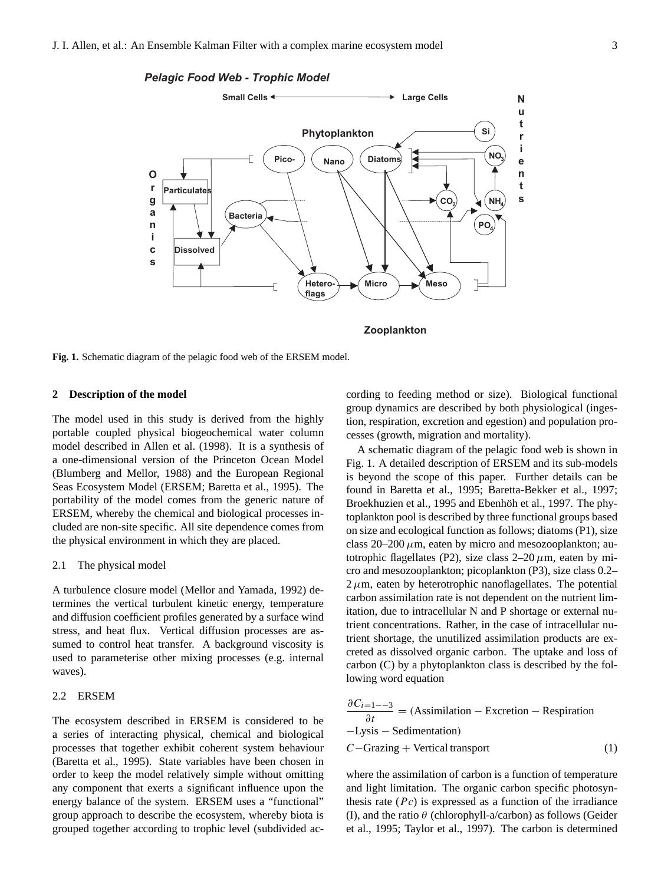Fig. 1. Schematic diagram of the pelagic food web of the ERSEM model.

## 2 Description of the model

The model used in this study is derived from the highly portable coupled physical biogeochemical water column model described in Allen et al. (1998). It is a synthesis of a one-dimensional version of the Princeton Ocean Model (Blumberg and Mellor, 1988) and the European Regional Seas Ecosystem Model (ERSEM; Baretta et al., 1995). The portability of the model comes from the generic nature of ERSEM, whereby the chemical and biological processes included are non-site specific. All site dependence comes from the physical environment in which they are placed.

### 2.1 The physical model

A turbulence closure model (Mellor and Yamada, 1992) determines the vertical turbulent kinetic energy, temperature and diffusion coefficient profiles generated by a surface wind stress, and heat flux. Vertical diffusion processes are assumed to control heat transfer. A background viscosity is used to parameterise other mixing processes (e.g. internal waves).

### 2.2 ERSEM

The ecosystem described in ERSEM is considered to be a series of interacting physical, chemical and biological processes that together exhibit coherent system behaviour (Baretta et al., 1995). State variables have been chosen in order to keep the model relatively simple without omitting any component that exerts a significant influence upon the energy balance of the system. ERSEM uses a "functional" group approach to describe the ecosystem, whereby biota is grouped together according to trophic level (subdivided according to feeding method or size). Biological functional group dynamics are described by both physiological (ingestion, respiration, excretion and egestion) and population processes (growth, migration and mortality).

A schematic diagram of the pelagic food web is shown in Fig. 1. A detailed description of ERSEM and its sub-models is beyond the scope of this paper. Further details can be found in Baretta et al., 1995; Baretta-Bekker et al., 1997; Broekhuzien et al., 1995 and Ebenhöh et al., 1997. The phytoplankton pool is described by three functional groups based on size and ecological function as follows; diatoms (P1), size class 20–200 $\mu$m, eaten by micro and mesozooplankton; autotrophic flagellates (P2), size class 2–20 $\mu$m, eaten by micro and mesozooplankton; picoplankton (P3), size class 0.2–2 $\mu$m, eaten by heterotrophic nanoflagellates. The potential carbon assimilation rate is not dependent on the nutrient limitation, due to intracellular N and P shortage or external nutrient concentrations. Rather, in the case of intracellular nutrient shortage, the unutilized assimilation products are excreted as dissolved organic carbon. The uptake and loss of carbon (C) by a phytoplankton class is described by the following word equation

$$
\begin{aligned}
\frac{\partial C_{i=1--3}}{\partial t} &= (\text{Assimilation} - \text{Excretion} - \text{Respiration} \\
&-\text{Lysis} - \text{Sedimentation}) \\
&C-\text{Grazing} + \text{Vertical transport} \qquad (1)
\end{aligned}
$$

where the assimilation of carbon is a function of temperature and light limitation. The organic carbon specific photosynthesis rate ($Pc$) is expressed as a function of the irradiance (I), and the ratio $\theta$ (chlorophyll-a/carbon) as follows (Geider et al., 1995; Taylor et al., 1997). The carbon is determined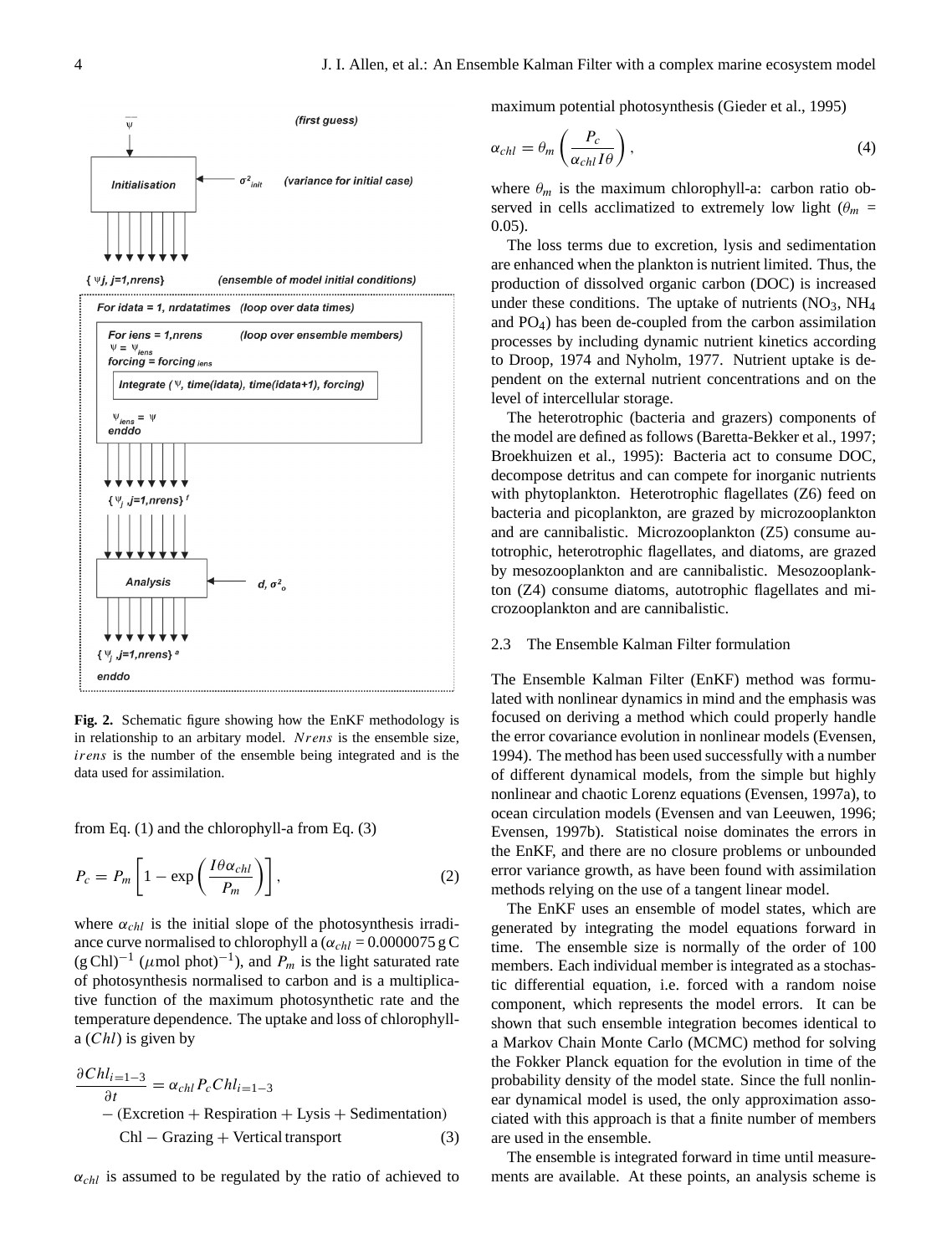**Fig. 2.** Schematic figure showing how the EnKF methodology is in relationship to an arbitary model. $Nrens$ is the ensemble size, $irens$ is the number of the ensemble being integrated and is the data used for assimilation.

from Eq. (1) and the chlorophyll-a from Eq. (3)

$$P_c = P_m \left[ 1 - \exp\left( \frac{I\theta\alpha_{chl}}{P_m} \right) \right], \tag{2}$$

where $\alpha_{chl}$ is the initial slope of the photosynthesis irradiance curve normalised to chlorophyll a ($\alpha_{chl}$ = 0.0000075 g C (g Chl)$^{-1}$ ($\mu$mol phot)$^{-1}$), and $P_m$ is the light saturated rate of photosynthesis normalised to carbon and is a multiplicative function of the maximum photosynthetic rate and the temperature dependence. The uptake and loss of chlorophyll-a ($Chl$) is given by

$$\begin{aligned}\frac{\partial Chl_{i=1-3}}{\partial t} &= \alpha_{chl} P_c Chl_{i=1-3} \\ &- (\text{Excretion} + \text{Respiration} + \text{Lysis} + \text{Sedimentation}) \\ &\quad \text{Chl} - \text{Grazing} + \text{Vertical transport}\end{aligned} \tag{3}$$

$\alpha_{chl}$ is assumed to be regulated by the ratio of achieved to maximum potential photosynthesis (Gieder et al., 1995)

$$\alpha_{chl} = \theta_m \left( \frac{P_c}{\alpha_{chl} I \theta} \right), \tag{4}$$

where $\theta_m$ is the maximum chlorophyll-a: carbon ratio observed in cells acclimatized to extremely low light ($\theta_m$ = 0.05).

The loss terms due to excretion, lysis and sedimentation are enhanced when the plankton is nutrient limited. Thus, the production of dissolved organic carbon (DOC) is increased under these conditions. The uptake of nutrients ($NO_3$, $NH_4$ and $PO_4$) has been de-coupled from the carbon assimilation processes by including dynamic nutrient kinetics according to Droop, 1974 and Nyholm, 1977. Nutrient uptake is dependent on the external nutrient concentrations and on the level of intercellular storage.

The heterotrophic (bacteria and grazers) components of the model are defined as follows (Baretta-Bekker et al., 1997; Broekhuizen et al., 1995): Bacteria act to consume DOC, decompose detritus and can compete for inorganic nutrients with phytoplankton. Heterotrophic flagellates (Z6) feed on bacteria and picoplankton, are grazed by microzooplankton and are cannibalistic. Microzooplankton (Z5) consume autotrophic, heterotrophic flagellates, and diatoms, are grazed by mesozooplankton and are cannibalistic. Mesozooplankton (Z4) consume diatoms, autotrophic flagellates and microzooplankton and are cannibalistic.

### 2.3 The Ensemble Kalman Filter formulation

The Ensemble Kalman Filter (EnKF) method was formulated with nonlinear dynamics in mind and the emphasis was focused on deriving a method which could properly handle the error covariance evolution in nonlinear models (Evensen, 1994). The method has been used successfully with a number of different dynamical models, from the simple but highly nonlinear and chaotic Lorenz equations (Evensen, 1997a), to ocean circulation models (Evensen and van Leeuwen, 1996; Evensen, 1997b). Statistical noise dominates the errors in the EnKF, and there are no closure problems or unbounded error variance growth, as have been found with assimilation methods relying on the use of a tangent linear model.

The EnKF uses an ensemble of model states, which are generated by integrating the model equations forward in time. The ensemble size is normally of the order of 100 members. Each individual member is integrated as a stochastic differential equation, i.e. forced with a random noise component, which represents the model errors. It can be shown that such ensemble integration becomes identical to a Markov Chain Monte Carlo (MCMC) method for solving the Fokker Planck equation for the evolution in time of the probability density of the model state. Since the full nonlinear dynamical model is used, the only approximation associated with this approach is that a finite number of members are used in the ensemble.

The ensemble is integrated forward in time until measurements are available. At these points, an analysis scheme is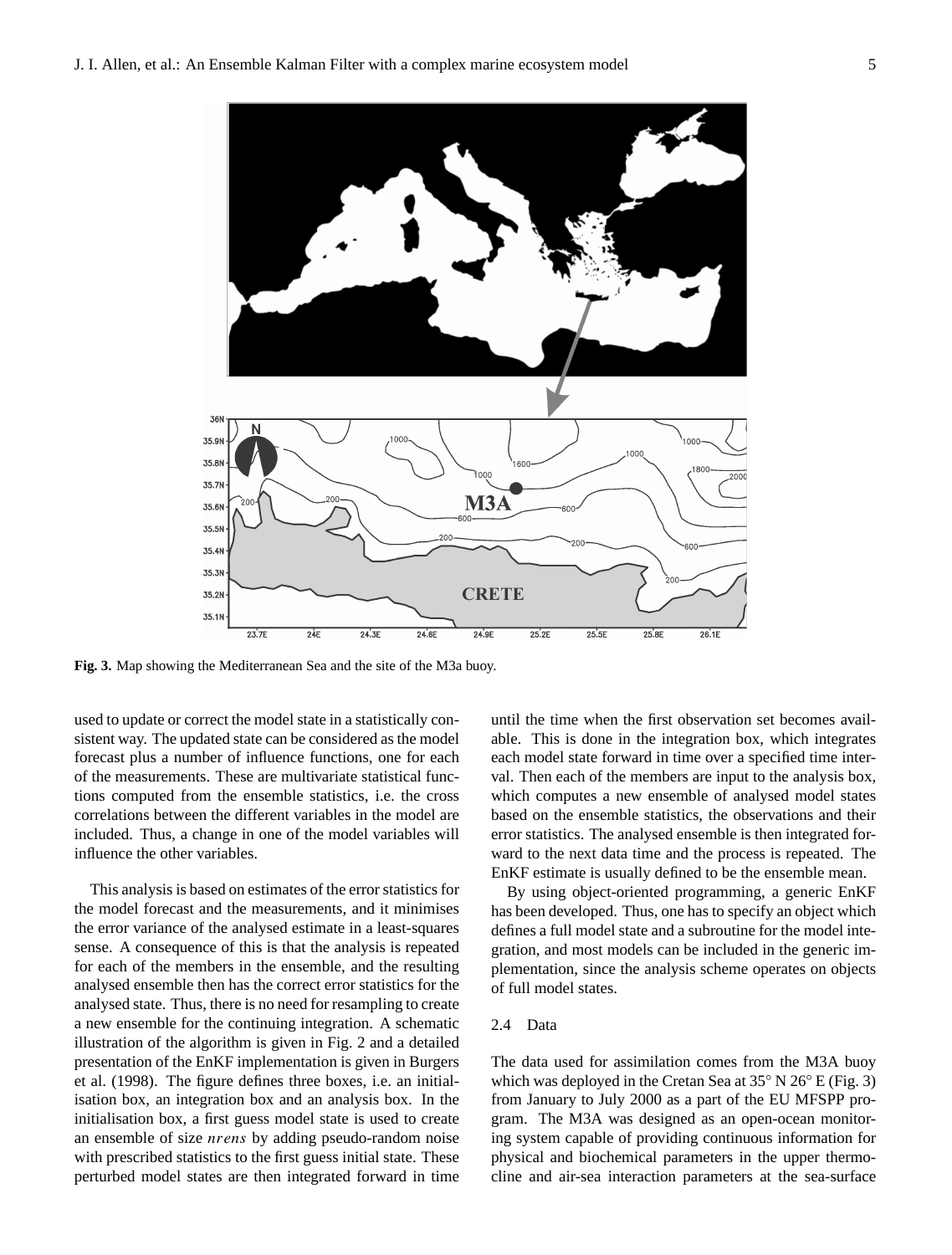**Fig. 3.** Map showing the Mediterranean Sea and the site of the M3a buoy.

used to update or correct the model state in a statistically consistent way. The updated state can be considered as the model forecast plus a number of influence functions, one for each of the measurements. These are multivariate statistical functions computed from the ensemble statistics, i.e. the cross correlations between the different variables in the model are included. Thus, a change in one of the model variables will influence the other variables.

This analysis is based on estimates of the error statistics for the model forecast and the measurements, and it minimises the error variance of the analysed estimate in a least-squares sense. A consequence of this is that the analysis is repeated for each of the members in the ensemble, and the resulting analysed ensemble then has the correct error statistics for the analysed state. Thus, there is no need for resampling to create a new ensemble for the continuing integration. A schematic illustration of the algorithm is given in Fig. 2 and a detailed presentation of the EnKF implementation is given in Burgers et al. (1998). The figure defines three boxes, i.e. an initialisation box, an integration box and an analysis box. In the initialisation box, a first guess model state is used to create an ensemble of size *nrens* by adding pseudo-random noise with prescribed statistics to the first guess initial state. These perturbed model states are then integrated forward in time until the time when the first observation set becomes available. This is done in the integration box, which integrates each model state forward in time over a specified time interval. Then each of the members are input to the analysis box, which computes a new ensemble of analysed model states based on the ensemble statistics, the observations and their error statistics. The analysed ensemble is then integrated forward to the next data time and the process is repeated. The EnKF estimate is usually defined to be the ensemble mean.

By using object-oriented programming, a generic EnKF has been developed. Thus, one has to specify an object which defines a full model state and a subroutine for the model integration, and most models can be included in the generic implementation, since the analysis scheme operates on objects of full model states.

### 2.4 Data

The data used for assimilation comes from the M3A buoy which was deployed in the Cretan Sea at 35° N 26° E (Fig. 3) from January to July 2000 as a part of the EU MFSPP program. The M3A was designed as an open-ocean monitoring system capable of providing continuous information for physical and biochemical parameters in the upper thermocline and air-sea interaction parameters at the sea-surface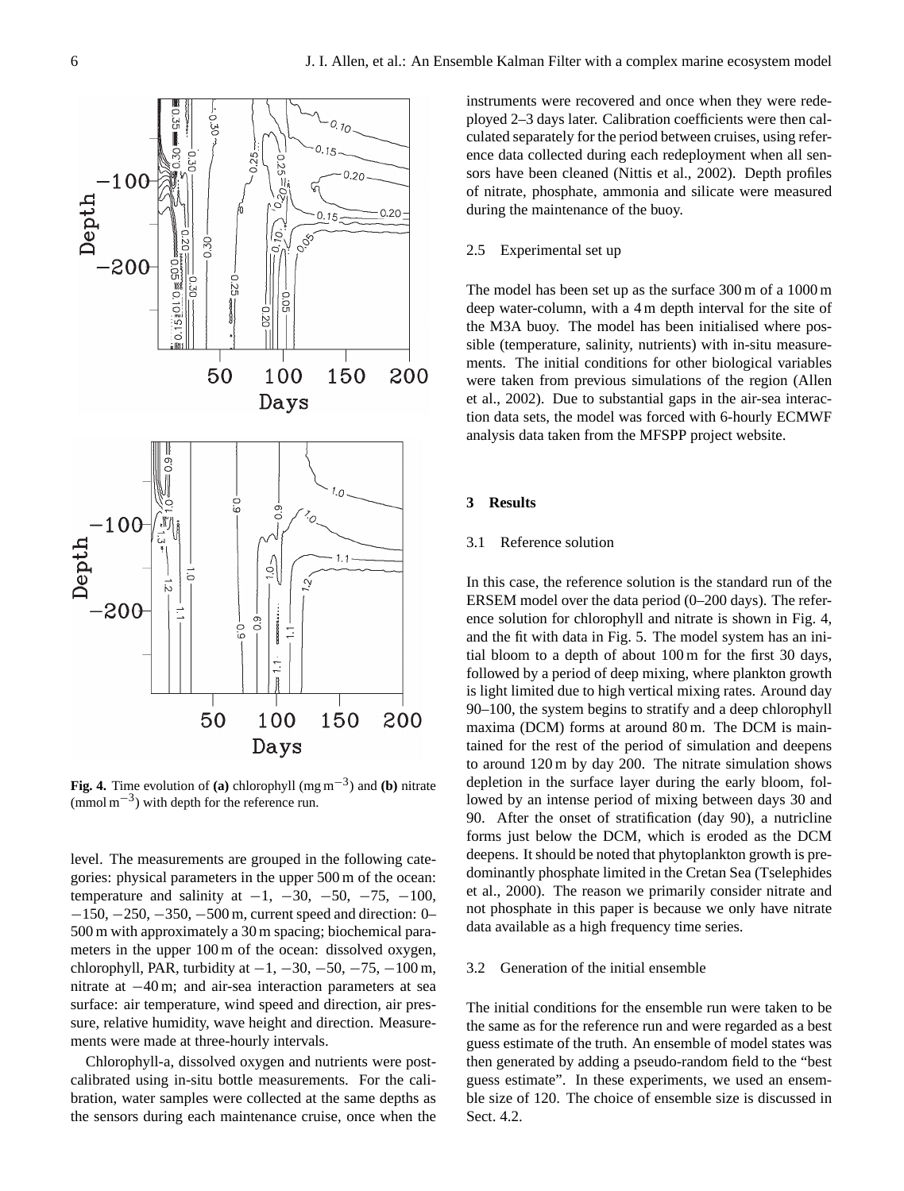**Fig. 4.** Time evolution of **(a)** chlorophyll (mg m$^{-3}$) and **(b)** nitrate (mmol m$^{-3}$) with depth for the reference run.

level. The measurements are grouped in the following categories: physical parameters in the upper 500 m of the ocean: temperature and salinity at −1, −30, −50, −75, −100, −150, −250, −350, −500 m, current speed and direction: 0–500 m with approximately a 30 m spacing; biochemical parameters in the upper 100 m of the ocean: dissolved oxygen, chlorophyll, PAR, turbidity at −1, −30, −50, −75, −100 m, nitrate at −40 m; and air-sea interaction parameters at sea surface: air temperature, wind speed and direction, air pressure, relative humidity, wave height and direction. Measurements were made at three-hourly intervals.

Chlorophyll-a, dissolved oxygen and nutrients were post-calibrated using in-situ bottle measurements. For the calibration, water samples were collected at the same depths as the sensors during each maintenance cruise, once when the instruments were recovered and once when they were redeployed 2–3 days later. Calibration coefficients were then calculated separately for the period between cruises, using reference data collected during each redeployment when all sensors have been cleaned (Nittis et al., 2002). Depth profiles of nitrate, phosphate, ammonia and silicate were measured during the maintenance of the buoy.

### 2.5 Experimental set up

The model has been set up as the surface 300 m of a 1000 m deep water-column, with a 4 m depth interval for the site of the M3A buoy. The model has been initialised where possible (temperature, salinity, nutrients) with in-situ measurements. The initial conditions for other biological variables were taken from previous simulations of the region (Allen et al., 2002). Due to substantial gaps in the air-sea interaction data sets, the model was forced with 6-hourly ECMWF analysis data taken from the MFSPP project website.

## 3 Results

### 3.1 Reference solution

In this case, the reference solution is the standard run of the ERSEM model over the data period (0–200 days). The reference solution for chlorophyll and nitrate is shown in Fig. 4, and the fit with data in Fig. 5. The model system has an initial bloom to a depth of about 100 m for the first 30 days, followed by a period of deep mixing, where plankton growth is light limited due to high vertical mixing rates. Around day 90–100, the system begins to stratify and a deep chlorophyll maxima (DCM) forms at around 80 m. The DCM is maintained for the rest of the period of simulation and deepens to around 120 m by day 200. The nitrate simulation shows depletion in the surface layer during the early bloom, followed by an intense period of mixing between days 30 and 90. After the onset of stratification (day 90), a nutricline forms just below the DCM, which is eroded as the DCM deepens. It should be noted that phytoplankton growth is predominantly phosphate limited in the Cretan Sea (Tselephides et al., 2000). The reason we primarily consider nitrate and not phosphate in this paper is because we only have nitrate data available as a high frequency time series.

### 3.2 Generation of the initial ensemble

The initial conditions for the ensemble run were taken to be the same as for the reference run and were regarded as a best guess estimate of the truth. An ensemble of model states was then generated by adding a pseudo-random field to the "best guess estimate". In these experiments, we used an ensemble size of 120. The choice of ensemble size is discussed in Sect. 4.2.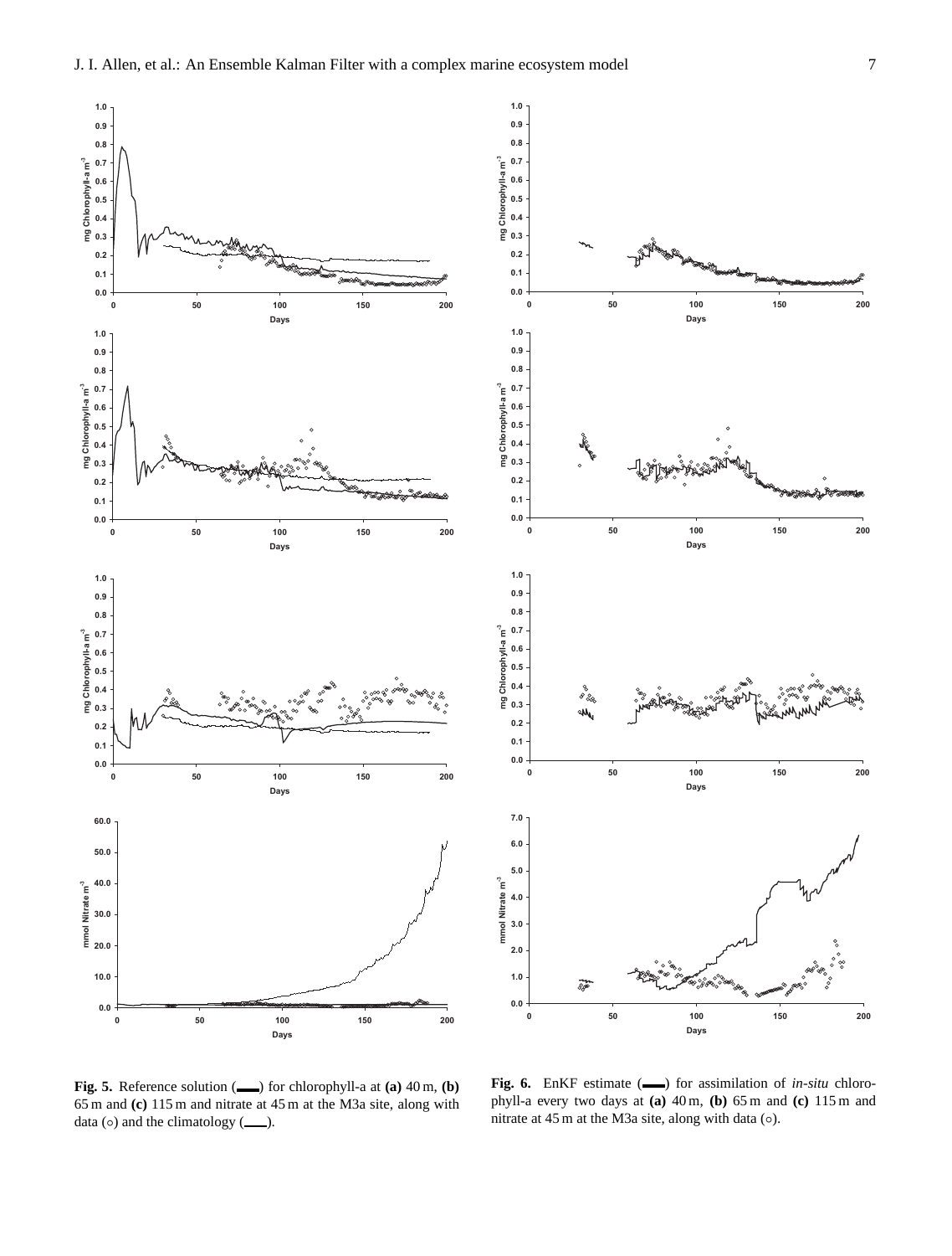**Fig. 5.** Reference solution (▬▬) for chlorophyll-a at **(a)** 40 m, **(b)** 65 m and **(c)** 115 m and nitrate at 45 m at the M3a site, along with data (○) and the climatology (——).

**Fig. 6.** EnKF estimate (▬▬) for assimilation of *in-situ* chlorophyll-a every two days at **(a)** 40 m, **(b)** 65 m and **(c)** 115 m and nitrate at 45 m at the M3a site, along with data (○).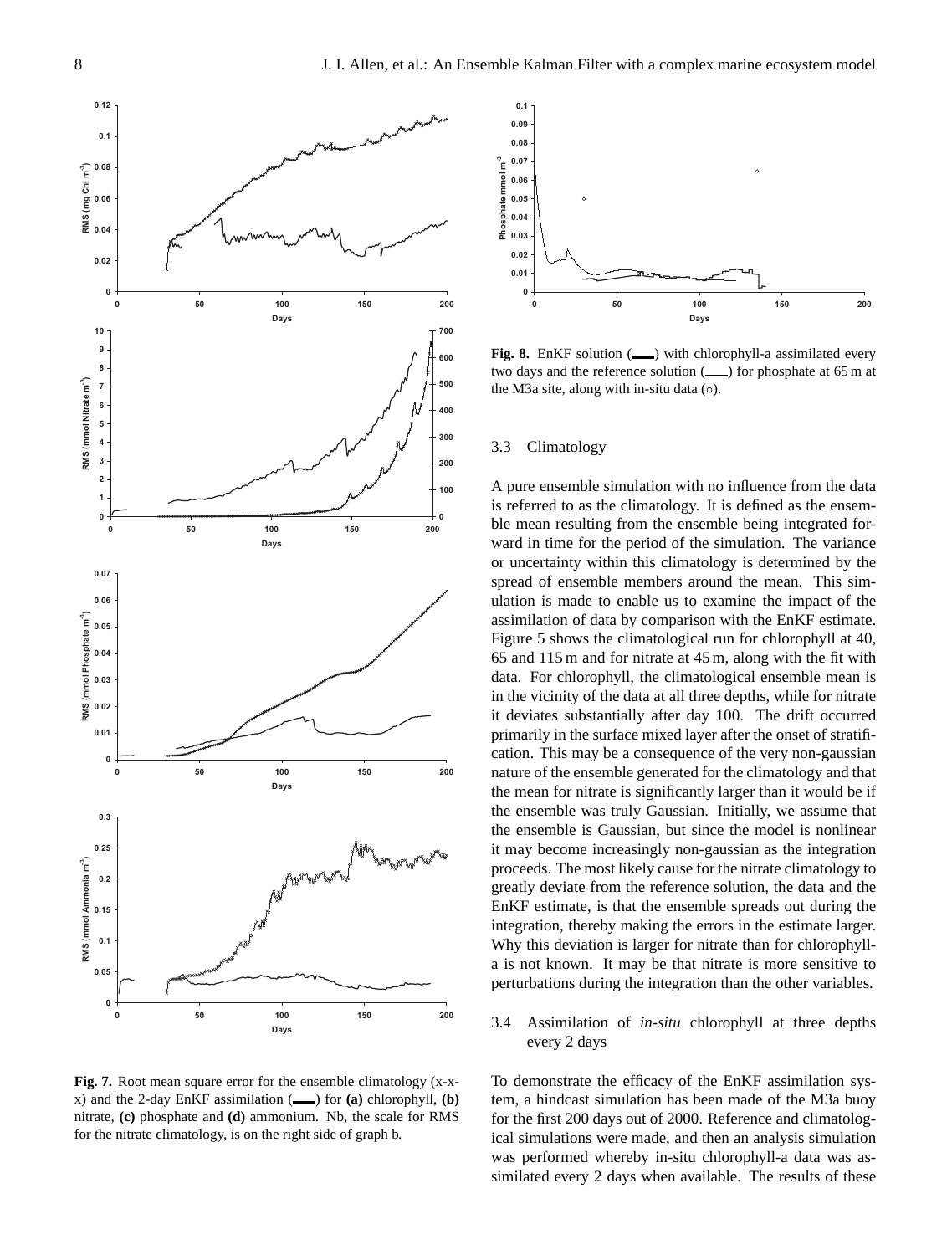**Fig. 7.** Root mean square error for the ensemble climatology (x-x-x) and the 2-day EnKF assimilation (▬▬) for **(a)** chlorophyll, **(b)** nitrate, **(c)** phosphate and **(d)** ammonium. Nb, the scale for RMS for the nitrate climatology, is on the right side of graph b.

**Fig. 8.** EnKF solution (▬▬) with chlorophyll-a assimilated every two days and the reference solution (\_\_\_) for phosphate at 65 m at the M3a site, along with in-situ data (◦).

### 3.3 Climatology

A pure ensemble simulation with no influence from the data is referred to as the climatology. It is defined as the ensemble mean resulting from the ensemble being integrated forward in time for the period of the simulation. The variance or uncertainty within this climatology is determined by the spread of ensemble members around the mean. This simulation is made to enable us to examine the impact of the assimilation of data by comparison with the EnKF estimate. Figure 5 shows the climatological run for chlorophyll at 40, 65 and 115 m and for nitrate at 45 m, along with the fit with data. For chlorophyll, the climatological ensemble mean is in the vicinity of the data at all three depths, while for nitrate it deviates substantially after day 100. The drift occurred primarily in the surface mixed layer after the onset of stratification. This may be a consequence of the very non-gaussian nature of the ensemble generated for the climatology and that the mean for nitrate is significantly larger than it would be if the ensemble was truly Gaussian. Initially, we assume that the ensemble is Gaussian, but since the model is nonlinear it may become increasingly non-gaussian as the integration proceeds. The most likely cause for the nitrate climatology to greatly deviate from the reference solution, the data and the EnKF estimate, is that the ensemble spreads out during the integration, thereby making the errors in the estimate larger. Why this deviation is larger for nitrate than for chlorophyll-a is not known. It may be that nitrate is more sensitive to perturbations during the integration than the other variables.

### 3.4 Assimilation of *in-situ* chlorophyll at three depths every 2 days

To demonstrate the efficacy of the EnKF assimilation system, a hindcast simulation has been made of the M3a buoy for the first 200 days out of 2000. Reference and climatological simulations were made, and then an analysis simulation was performed whereby in-situ chlorophyll-a data was assimilated every 2 days when available. The results of these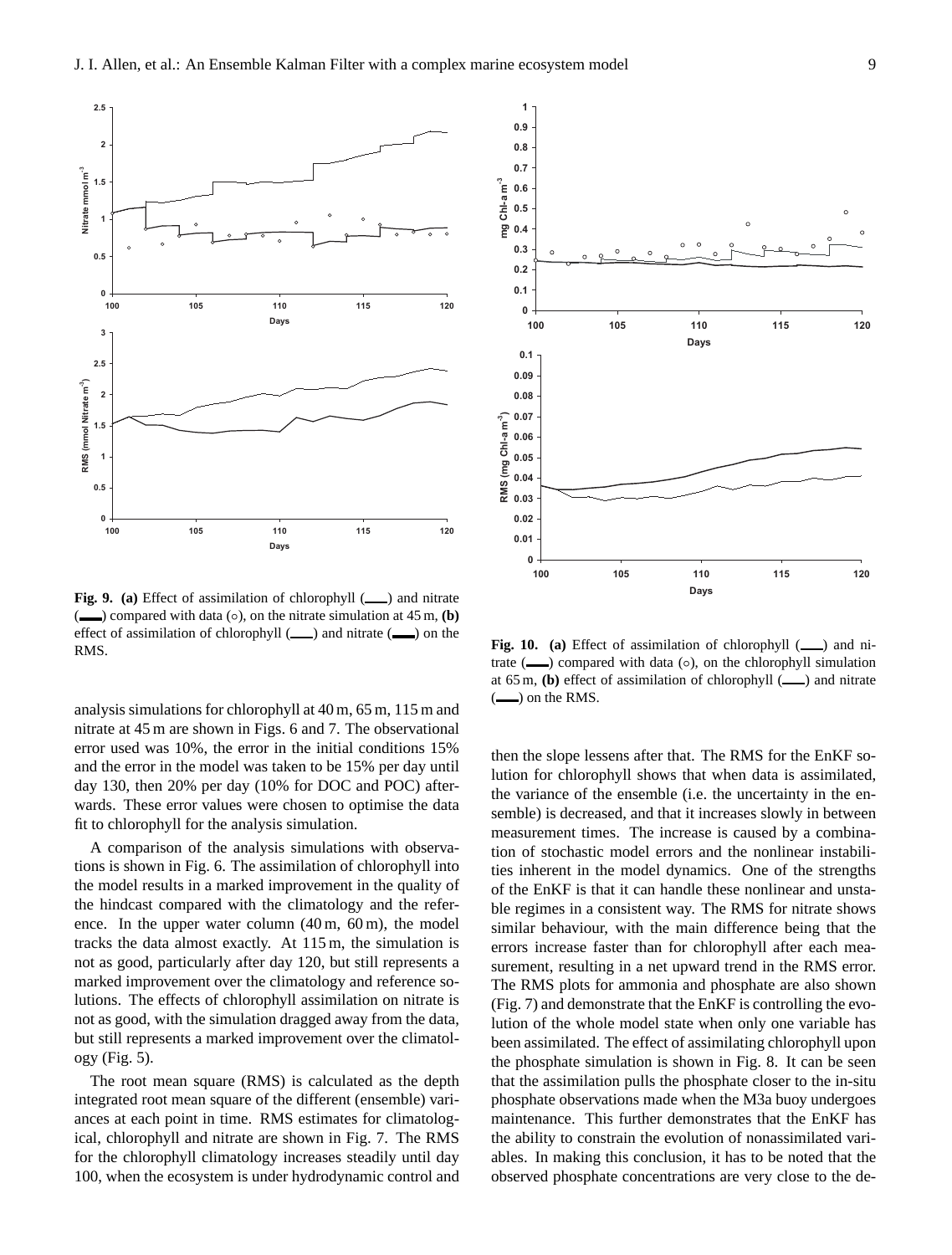**Fig. 9.** **(a)** Effect of assimilation of chlorophyll (\_\_\_) and nitrate (\_\_\_) compared with data (○), on the nitrate simulation at 45 m, **(b)** effect of assimilation of chlorophyll (\_\_\_) and nitrate (\_\_\_) on the RMS.

**Fig. 10.** **(a)** Effect of assimilation of chlorophyll (\_\_\_) and nitrate (\_\_\_) compared with data (○), on the chlorophyll simulation at 65 m, **(b)** effect of assimilation of chlorophyll (\_\_\_) and nitrate (\_\_\_) on the RMS.

analysis simulations for chlorophyll at 40 m, 65 m, 115 m and nitrate at 45 m are shown in Figs. 6 and 7. The observational error used was 10%, the error in the initial conditions 15% and the error in the model was taken to be 15% per day until day 130, then 20% per day (10% for DOC and POC) afterwards. These error values were chosen to optimise the data fit to chlorophyll for the analysis simulation.

A comparison of the analysis simulations with observations is shown in Fig. 6. The assimilation of chlorophyll into the model results in a marked improvement in the quality of the hindcast compared with the climatology and the reference. In the upper water column (40 m, 60 m), the model tracks the data almost exactly. At 115 m, the simulation is not as good, particularly after day 120, but still represents a marked improvement over the climatology and reference solutions. The effects of chlorophyll assimilation on nitrate is not as good, with the simulation dragged away from the data, but still represents a marked improvement over the climatology (Fig. 5).

The root mean square (RMS) is calculated as the depth integrated root mean square of the different (ensemble) variances at each point in time. RMS estimates for climatological, chlorophyll and nitrate are shown in Fig. 7. The RMS for the chlorophyll climatology increases steadily until day 100, when the ecosystem is under hydrodynamic control and then the slope lessens after that. The RMS for the EnKF solution for chlorophyll shows that when data is assimilated, the variance of the ensemble (i.e. the uncertainty in the ensemble) is decreased, and that it increases slowly in between measurement times. The increase is caused by a combination of stochastic model errors and the nonlinear instabilities inherent in the model dynamics. One of the strengths of the EnKF is that it can handle these nonlinear and unstable regimes in a consistent way. The RMS for nitrate shows similar behaviour, with the main difference being that the errors increase faster than for chlorophyll after each measurement, resulting in a net upward trend in the RMS error. The RMS plots for ammonia and phosphate are also shown (Fig. 7) and demonstrate that the EnKF is controlling the evolution of the whole model state when only one variable has been assimilated. The effect of assimilating chlorophyll upon the phosphate simulation is shown in Fig. 8. It can be seen that the assimilation pulls the phosphate closer to the in-situ phosphate observations made when the M3a buoy undergoes maintenance. This further demonstrates that the EnKF has the ability to constrain the evolution of nonassimilated variables. In making this conclusion, it has to be noted that the observed phosphate concentrations are very close to the de-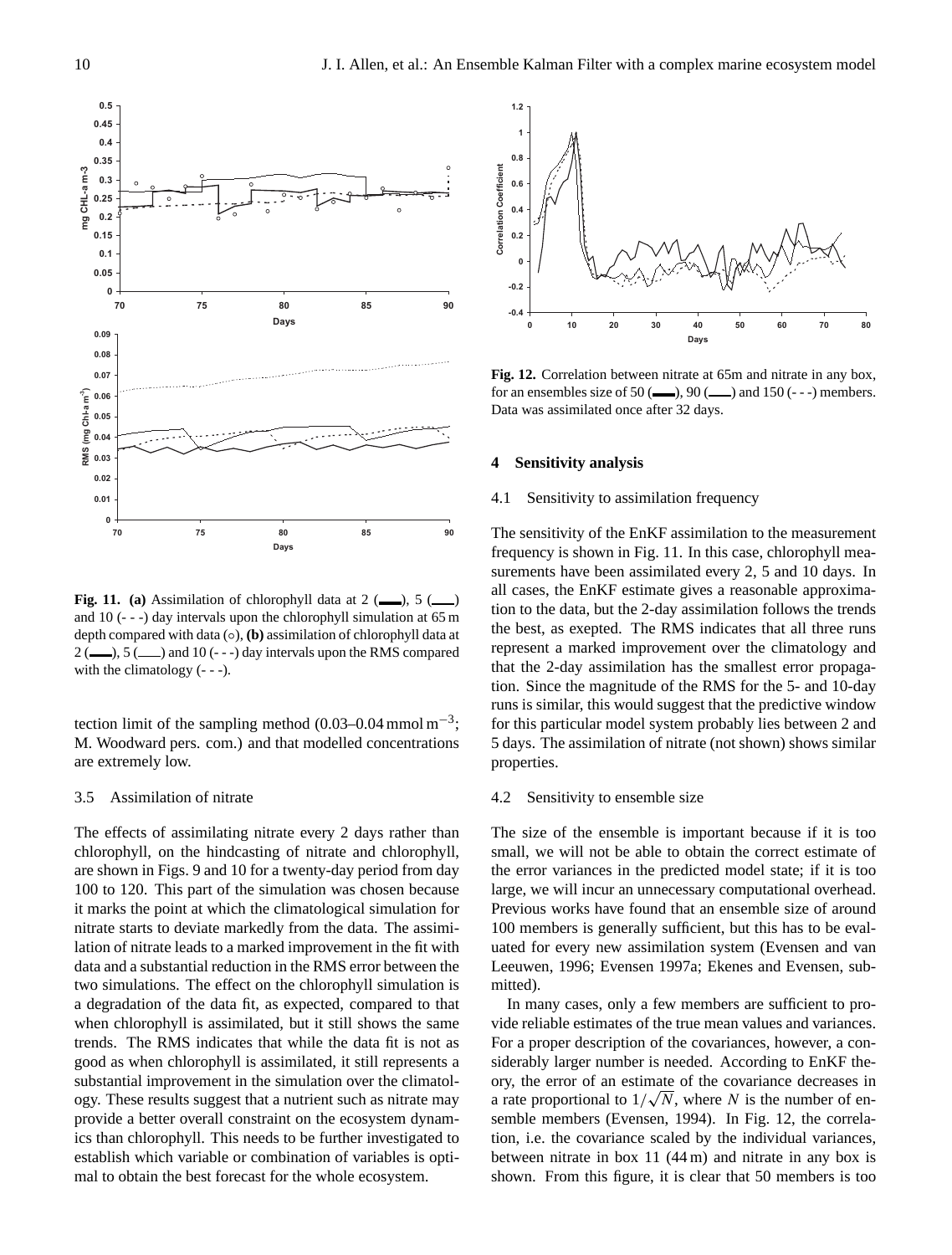**Fig. 11. (a)** Assimilation of chlorophyll data at 2 (▬▬), 5 (——) and 10 (- - -) day intervals upon the chlorophyll simulation at 65 m depth compared with data (○), **(b)** assimilation of chlorophyll data at 2 (▬▬), 5 (——) and 10 (- - -) day intervals upon the RMS compared with the climatology (- - -).

**Fig. 12.** Correlation between nitrate at 65m and nitrate in any box, for an ensembles size of 50 (▬▬), 90 (——) and 150 (- - -) members. Data was assimilated once after 32 days.

tection limit of the sampling method (0.03–0.04 mmol m$^{-3}$; M. Woodward pers. com.) and that modelled concentrations are extremely low.

### 3.5 Assimilation of nitrate

The effects of assimilating nitrate every 2 days rather than chlorophyll, on the hindcasting of nitrate and chlorophyll, are shown in Figs. 9 and 10 for a twenty-day period from day 100 to 120. This part of the simulation was chosen because it marks the point at which the climatological simulation for nitrate starts to deviate markedly from the data. The assimilation of nitrate leads to a marked improvement in the fit with data and a substantial reduction in the RMS error between the two simulations. The effect on the chlorophyll simulation is a degradation of the data fit, as expected, compared to that when chlorophyll is assimilated, but it still shows the same trends. The RMS indicates that while the data fit is not as good as when chlorophyll is assimilated, it still represents a substantial improvement in the simulation over the climatology. These results suggest that a nutrient such as nitrate may provide a better overall constraint on the ecosystem dynamics than chlorophyll. This needs to be further investigated to establish which variable or combination of variables is optimal to obtain the best forecast for the whole ecosystem.

## 4 Sensitivity analysis

### 4.1 Sensitivity to assimilation frequency

The sensitivity of the EnKF assimilation to the measurement frequency is shown in Fig. 11. In this case, chlorophyll measurements have been assimilated every 2, 5 and 10 days. In all cases, the EnKF estimate gives a reasonable approximation to the data, but the 2-day assimilation follows the trends the best, as exepted. The RMS indicates that all three runs represent a marked improvement over the climatology and that the 2-day assimilation has the smallest error propagation. Since the magnitude of the RMS for the 5- and 10-day runs is similar, this would suggest that the predictive window for this particular model system probably lies between 2 and 5 days. The assimilation of nitrate (not shown) shows similar properties.

### 4.2 Sensitivity to ensemble size

The size of the ensemble is important because if it is too small, we will not be able to obtain the correct estimate of the error variances in the predicted model state; if it is too large, we will incur an unnecessary computational overhead. Previous works have found that an ensemble size of around 100 members is generally sufficient, but this has to be evaluated for every new assimilation system (Evensen and van Leeuwen, 1996; Evensen 1997a; Ekenes and Evensen, submitted).

In many cases, only a few members are sufficient to provide reliable estimates of the true mean values and variances. For a proper description of the covariances, however, a considerably larger number is needed. According to EnKF theory, the error of an estimate of the covariance decreases in a rate proportional to $1/\sqrt{N}$, where $N$ is the number of ensemble members (Evensen, 1994). In Fig. 12, the correlation, i.e. the covariance scaled by the individual variances, between nitrate in box 11 (44 m) and nitrate in any box is shown. From this figure, it is clear that 50 members is too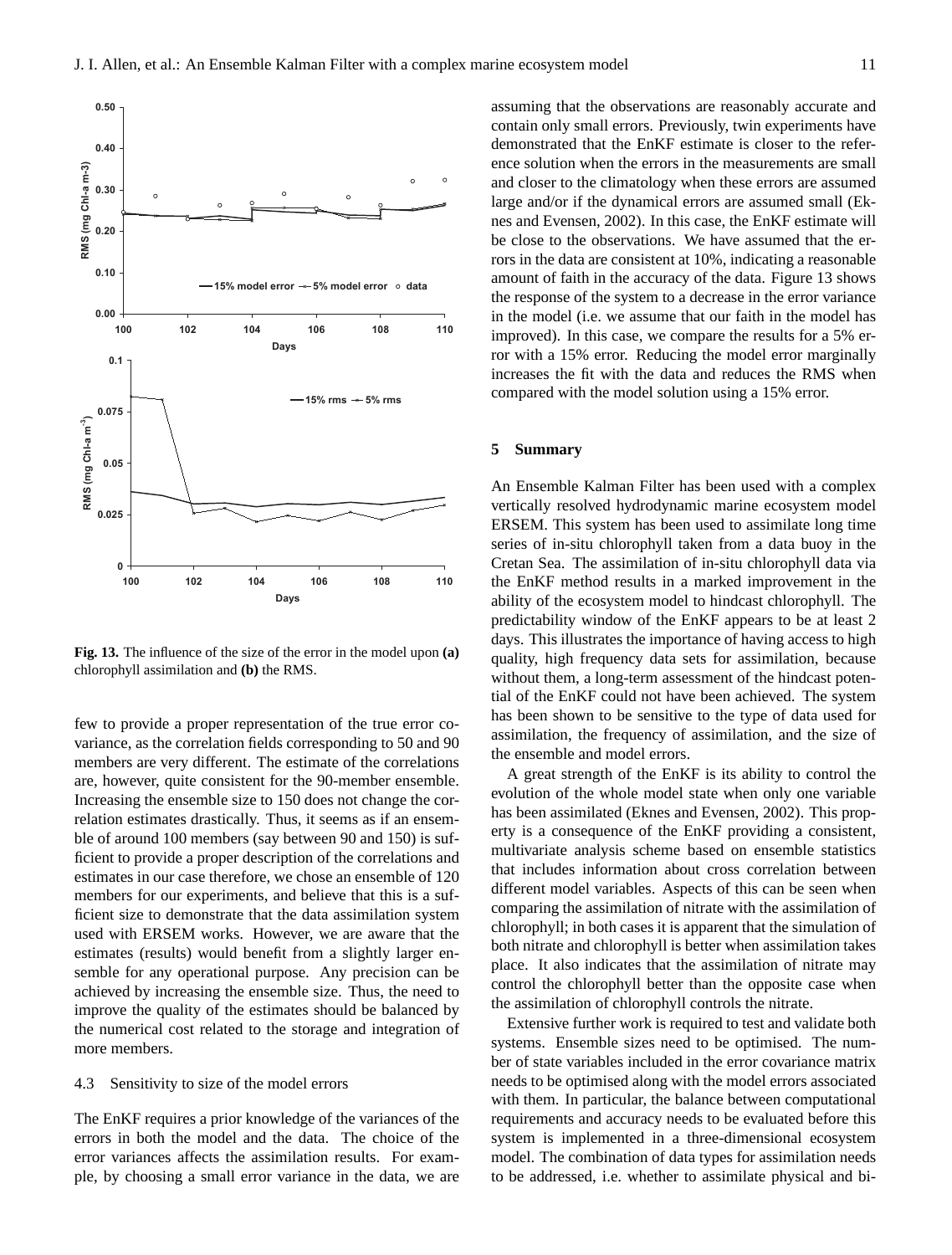**Fig. 13.** The influence of the size of the error in the model upon **(a)** chlorophyll assimilation and **(b)** the RMS.

few to provide a proper representation of the true error covariance, as the correlation fields corresponding to 50 and 90 members are very different. The estimate of the correlations are, however, quite consistent for the 90-member ensemble. Increasing the ensemble size to 150 does not change the correlation estimates drastically. Thus, it seems as if an ensemble of around 100 members (say between 90 and 150) is sufficient to provide a proper description of the correlations and estimates in our case therefore, we chose an ensemble of 120 members for our experiments, and believe that this is a sufficient size to demonstrate that the data assimilation system used with ERSEM works. However, we are aware that the estimates (results) would benefit from a slightly larger ensemble for any operational purpose. Any precision can be achieved by increasing the ensemble size. Thus, the need to improve the quality of the estimates should be balanced by the numerical cost related to the storage and integration of more members.

### 4.3 Sensitivity to size of the model errors

The EnKF requires a prior knowledge of the variances of the errors in both the model and the data. The choice of the error variances affects the assimilation results. For example, by choosing a small error variance in the data, we are assuming that the observations are reasonably accurate and contain only small errors. Previously, twin experiments have demonstrated that the EnKF estimate is closer to the reference solution when the errors in the measurements are small and closer to the climatology when these errors are assumed large and/or if the dynamical errors are assumed small (Eknes and Evensen, 2002). In this case, the EnKF estimate will be close to the observations. We have assumed that the errors in the data are consistent at 10%, indicating a reasonable amount of faith in the accuracy of the data. Figure 13 shows the response of the system to a decrease in the error variance in the model (i.e. we assume that our faith in the model has improved). In this case, we compare the results for a 5% error with a 15% error. Reducing the model error marginally increases the fit with the data and reduces the RMS when compared with the model solution using a 15% error.

## 5 Summary

An Ensemble Kalman Filter has been used with a complex vertically resolved hydrodynamic marine ecosystem model ERSEM. This system has been used to assimilate long time series of in-situ chlorophyll taken from a data buoy in the Cretan Sea. The assimilation of in-situ chlorophyll data via the EnKF method results in a marked improvement in the ability of the ecosystem model to hindcast chlorophyll. The predictability window of the EnKF appears to be at least 2 days. This illustrates the importance of having access to high quality, high frequency data sets for assimilation, because without them, a long-term assessment of the hindcast potential of the EnKF could not have been achieved. The system has been shown to be sensitive to the type of data used for assimilation, the frequency of assimilation, and the size of the ensemble and model errors.

A great strength of the EnKF is its ability to control the evolution of the whole model state when only one variable has been assimilated (Eknes and Evensen, 2002). This property is a consequence of the EnKF providing a consistent, multivariate analysis scheme based on ensemble statistics that includes information about cross correlation between different model variables. Aspects of this can be seen when comparing the assimilation of nitrate with the assimilation of chlorophyll; in both cases it is apparent that the simulation of both nitrate and chlorophyll is better when assimilation takes place. It also indicates that the assimilation of nitrate may control the chlorophyll better than the opposite case when the assimilation of chlorophyll controls the nitrate.

Extensive further work is required to test and validate both systems. Ensemble sizes need to be optimised. The number of state variables included in the error covariance matrix needs to be optimised along with the model errors associated with them. In particular, the balance between computational requirements and accuracy needs to be evaluated before this system is implemented in a three-dimensional ecosystem model. The combination of data types for assimilation needs to be addressed, i.e. whether to assimilate physical and bi-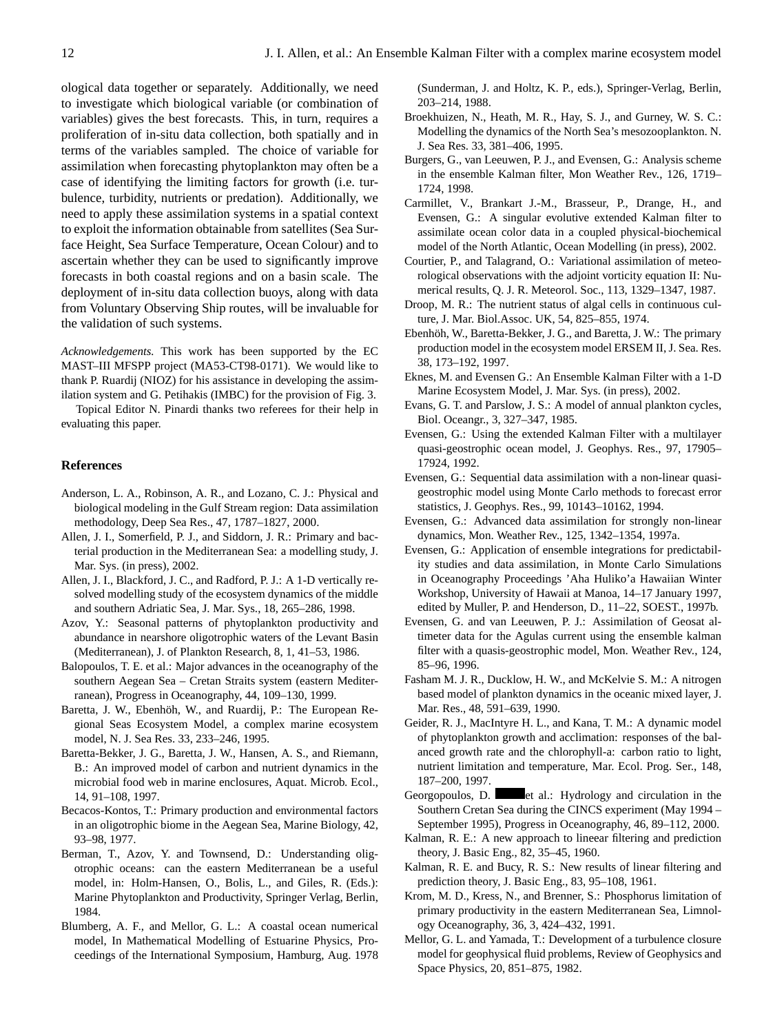ological data together or separately. Additionally, we need to investigate which biological variable (or combination of variables) gives the best forecasts. This, in turn, requires a proliferation of in-situ data collection, both spatially and in terms of the variables sampled. The choice of variable for assimilation when forecasting phytoplankton may often be a case of identifying the limiting factors for growth (i.e. turbulence, turbidity, nutrients or predation). Additionally, we need to apply these assimilation systems in a spatial context to exploit the information obtainable from satellites (Sea Surface Height, Sea Surface Temperature, Ocean Colour) and to ascertain whether they can be used to significantly improve forecasts in both coastal regions and on a basin scale. The deployment of in-situ data collection buoys, along with data from Voluntary Observing Ship routes, will be invaluable for the validation of such systems.

*Acknowledgements.* This work has been supported by the EC MAST–III MFSPP project (MA53-CT98-0171). We would like to thank P. Ruardij (NIOZ) for his assistance in developing the assimilation system and G. Petihakis (IMBC) for the provision of Fig. 3.

Topical Editor N. Pinardi thanks two referees for their help in evaluating this paper.

## References

Anderson, L. A., Robinson, A. R., and Lozano, C. J.: Physical and biological modeling in the Gulf Stream region: Data assimilation methodology, Deep Sea Res., 47, 1787–1827, 2000.

Allen, J. I., Somerfield, P. J., and Siddorn, J. R.: Primary and bacterial production in the Mediterranean Sea: a modelling study, J. Mar. Sys. (in press), 2002.

Allen, J. I., Blackford, J. C., and Radford, P. J.: A 1-D vertically resolved modelling study of the ecosystem dynamics of the middle and southern Adriatic Sea, J. Mar. Sys., 18, 265–286, 1998.

Azov, Y.: Seasonal patterns of phytoplankton productivity and abundance in nearshore oligotrophic waters of the Levant Basin (Mediterranean), J. of Plankton Research, 8, 1, 41–53, 1986.

Balopoulos, T. E. et al.: Major advances in the oceanography of the southern Aegean Sea – Cretan Straits system (eastern Mediterranean), Progress in Oceanography, 44, 109–130, 1999.

Baretta, J. W., Ebenhöh, W., and Ruardij, P.: The European Regional Seas Ecosystem Model, a complex marine ecosystem model, N. J. Sea Res. 33, 233–246, 1995.

Baretta-Bekker, J. G., Baretta, J. W., Hansen, A. S., and Riemann, B.: An improved model of carbon and nutrient dynamics in the microbial food web in marine enclosures, Aquat. Microb. Ecol., 14, 91–108, 1997.

Becacos-Kontos, T.: Primary production and environmental factors in an oligotrophic biome in the Aegean Sea, Marine Biology, 42, 93–98, 1977.

Berman, T., Azov, Y. and Townsend, D.: Understanding oligotrophic oceans: can the eastern Mediterranean be a useful model, in: Holm-Hansen, O., Bolis, L., and Giles, R. (Eds.): Marine Phytoplankton and Productivity, Springer Verlag, Berlin, 1984.

Blumberg, A. F., and Mellor, G. L.: A coastal ocean numerical model, In Mathematical Modelling of Estuarine Physics, Proceedings of the International Symposium, Hamburg, Aug. 1978 (Sunderman, J. and Holtz, K. P., eds.), Springer-Verlag, Berlin, 203–214, 1988.

Broekhuizen, N., Heath, M. R., Hay, S. J., and Gurney, W. S. C.: Modelling the dynamics of the North Sea's mesozooplankton. N. J. Sea Res. 33, 381–406, 1995.

Burgers, G., van Leeuwen, P. J., and Evensen, G.: Analysis scheme in the ensemble Kalman filter, Mon Weather Rev., 126, 1719–1724, 1998.

Carmillet, V., Brankart J.-M., Brasseur, P., Drange, H., and Evensen, G.: A singular evolutive extended Kalman filter to assimilate ocean color data in a coupled physical-biochemical model of the North Atlantic, Ocean Modelling (in press), 2002.

Courtier, P., and Talagrand, O.: Variational assimilation of meteorological observations with the adjoint vorticity equation II: Numerical results, Q. J. R. Meteorol. Soc., 113, 1329–1347, 1987.

Droop, M. R.: The nutrient status of algal cells in continuous culture, J. Mar. Biol.Assoc. UK, 54, 825–855, 1974.

Ebenhöh, W., Baretta-Bekker, J. G., and Baretta, J. W.: The primary production model in the ecosystem model ERSEM II, J. Sea. Res. 38, 173–192, 1997.

Eknes, M. and Evensen G.: An Ensemble Kalman Filter with a 1-D Marine Ecosystem Model, J. Mar. Sys. (in press), 2002.

Evans, G. T. and Parslow, J. S.: A model of annual plankton cycles, Biol. Oceangr., 3, 327–347, 1985.

Evensen, G.: Using the extended Kalman Filter with a multilayer quasi-geostrophic ocean model, J. Geophys. Res., 97, 17905–17924, 1992.

Evensen, G.: Sequential data assimilation with a non-linear quasi-geostrophic model using Monte Carlo methods to forecast error statistics, J. Geophys. Res., 99, 10143–10162, 1994.

Evensen, G.: Advanced data assimilation for strongly non-linear dynamics, Mon. Weather Rev., 125, 1342–1354, 1997a.

Evensen, G.: Application of ensemble integrations for predictability studies and data assimilation, in Monte Carlo Simulations in Oceanography Proceedings 'Aha Huliko'a Hawaiian Winter Workshop, University of Hawaii at Manoa, 14–17 January 1997, edited by Muller, P. and Henderson, D., 11–22, SOEST., 1997b.

Evensen, G. and van Leeuwen, P. J.: Assimilation of Geosat altimeter data for the Agulas current using the ensemble kalman filter with a quasis-geostrophic model, Mon. Weather Rev., 124, 85–96, 1996.

Fasham M. J. R., Ducklow, H. W., and McKelvie S. M.: A nitrogen based model of plankton dynamics in the oceanic mixed layer, J. Mar. Res., 48, 591–639, 1990.

Geider, R. J., MacIntyre H. L., and Kana, T. M.: A dynamic model of phytoplankton growth and acclimation: responses of the balanced growth rate and the chlorophyll-a: carbon ratio to light, nutrient limitation and temperature, Mar. Ecol. Prog. Ser., 148, 187–200, 1997.

Georgopoulos, D. et al.: Hydrology and circulation in the Southern Cretan Sea during the CINCS experiment (May 1994 – September 1995), Progress in Oceanography, 46, 89–112, 2000.

Kalman, R. E.: A new approach to lineear filtering and prediction theory, J. Basic Eng., 82, 35–45, 1960.

Kalman, R. E. and Bucy, R. S.: New results of linear filtering and prediction theory, J. Basic Eng., 83, 95–108, 1961.

Krom, M. D., Kress, N., and Brenner, S.: Phosphorus limitation of primary productivity in the eastern Mediterranean Sea, Limnology Oceanography, 36, 3, 424–432, 1991.

Mellor, G. L. and Yamada, T.: Development of a turbulence closure model for geophysical fluid problems, Review of Geophysics and Space Physics, 20, 851–875, 1982.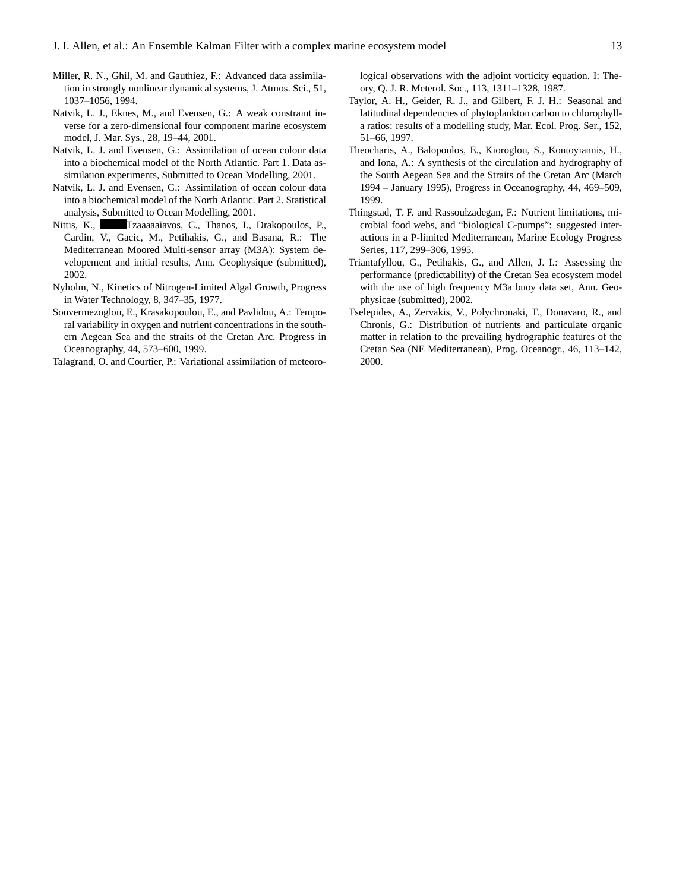Miller, R. N., Ghil, M. and Gauthiez, F.: Advanced data assimilation in strongly nonlinear dynamical systems, J. Atmos. Sci., 51, 1037–1056, 1994.

Natvik, L. J., Eknes, M., and Evensen, G.: A weak constraint inverse for a zero-dimensional four component marine ecosystem model, J. Mar. Sys., 28, 19–44, 2001.

Natvik, L. J. and Evensen, G.: Assimilation of ocean colour data into a biochemical model of the North Atlantic. Part 1. Data assimilation experiments, Submitted to Ocean Modelling, 2001.

Natvik, L. J. and Evensen, G.: Assimilation of ocean colour data into a biochemical model of the North Atlantic. Part 2. Statistical analysis, Submitted to Ocean Modelling, 2001.

Nittis, K., Tzaaaaaiavos, C., Thanos, I., Drakopoulos, P., Cardin, V., Gacic, M., Petihakis, G., and Basana, R.: The Mediterranean Moored Multi-sensor array (M3A): System developement and initial results, Ann. Geophysique (submitted), 2002.

Nyholm, N., Kinetics of Nitrogen-Limited Algal Growth, Progress in Water Technology, 8, 347–35, 1977.

Souvermezoglou, E., Krasakopoulou, E., and Pavlidou, A.: Temporal variability in oxygen and nutrient concentrations in the southern Aegean Sea and the straits of the Cretan Arc. Progress in Oceanography, 44, 573–600, 1999.

Talagrand, O. and Courtier, P.: Variational assimilation of meteorological observations with the adjoint vorticity equation. I: Theory, Q. J. R. Meterol. Soc., 113, 1311–1328, 1987.

Taylor, A. H., Geider, R. J., and Gilbert, F. J. H.: Seasonal and latitudinal dependencies of phytoplankton carbon to chlorophyll-a ratios: results of a modelling study, Mar. Ecol. Prog. Ser., 152, 51–66, 1997.

Theocharis, A., Balopoulos, E., Kioroglou, S., Kontoyiannis, H., and Iona, A.: A synthesis of the circulation and hydrography of the South Aegean Sea and the Straits of the Cretan Arc (March 1994 – January 1995), Progress in Oceanography, 44, 469–509, 1999.

Thingstad, T. F. and Rassoulzadegan, F.: Nutrient limitations, microbial food webs, and "biological C-pumps": suggested interactions in a P-limited Mediterranean, Marine Ecology Progress Series, 117, 299–306, 1995.

Triantafyllou, G., Petihakis, G., and Allen, J. I.: Assessing the performance (predictability) of the Cretan Sea ecosystem model with the use of high frequency M3a buoy data set, Ann. Geophysicae (submitted), 2002.

Tselepides, A., Zervakis, V., Polychronaki, T., Donavaro, R., and Chronis, G.: Distribution of nutrients and particulate organic matter in relation to the prevailing hydrographic features of the Cretan Sea (NE Mediterranean), Prog. Oceanogr., 46, 113–142, 2000.